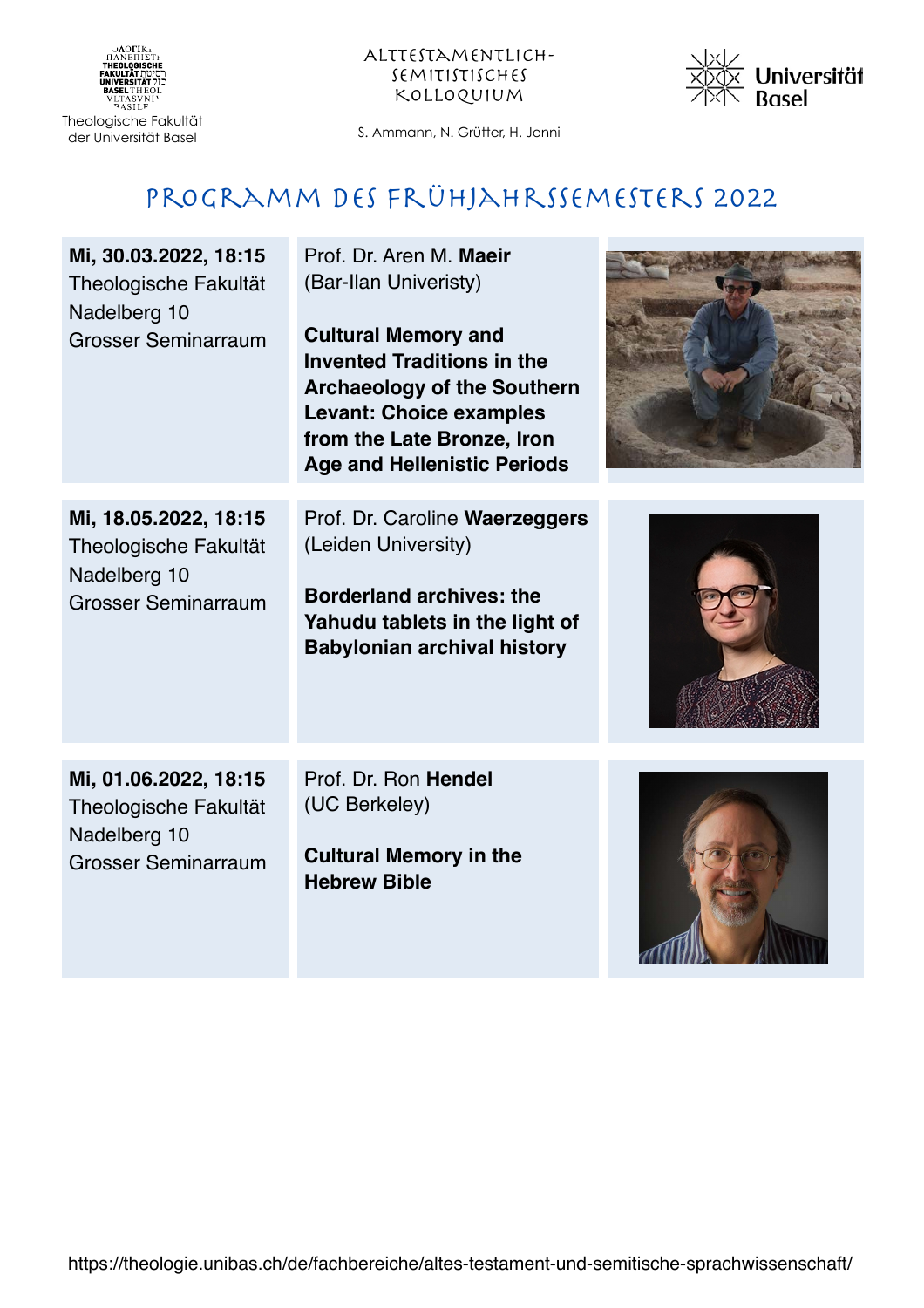Theologische Fakultät der Universität Basel

Alttestamentlich-Semitistisches Kolloquium

S. Ammann, N. Grütter, H. Jenni

Universität Basel

# Programm des Frühjahrssemesters 2022

| | |
|---|---|
| **Mi, 30.03.2022, 18:15**<br>Theologische Fakultät<br>Nadelberg 10<br>Grosser Seminarraum | Prof. Dr. Aren M. **Maeir**<br>(Bar-Ilan Univeristy)<br><br>**Cultural Memory and Invented Traditions in the Archaeology of the Southern Levant: Choice examples from the Late Bronze, Iron Age and Hellenistic Periods** |
| **Mi, 18.05.2022, 18:15**<br>Theologische Fakultät<br>Nadelberg 10<br>Grosser Seminarraum | Prof. Dr. Caroline **Waerzeggers**<br>(Leiden University)<br><br>**Borderland archives: the Yahudu tablets in the light of Babylonian archival history** |
| **Mi, 01.06.2022, 18:15**<br>Theologische Fakultät<br>Nadelberg 10<br>Grosser Seminarraum | Prof. Dr. Ron **Hendel**<br>(UC Berkeley)<br><br>**Cultural Memory in the Hebrew Bible** |

https://theologie.unibas.ch/de/fachbereiche/altes-testament-und-semitische-sprachwissenschaft/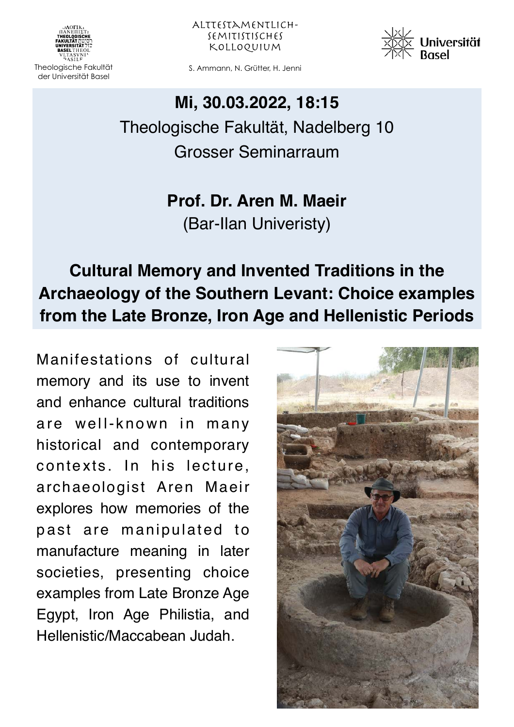Theologische Fakultät der Universität Basel

ALTTESTAMENTLICH-SEMITISTISCHES KOLLOQUIUM

S. Ammann, N. Grütter, H. Jenni

Universität Basel

**Mi, 30.03.2022, 18:15**

Theologische Fakultät, Nadelberg 10

Grosser Seminarraum

**Prof. Dr. Aren M. Maeir**

(Bar-Ilan Univeristy)

## Cultural Memory and Invented Traditions in the Archaeology of the Southern Levant: Choice examples from the Late Bronze, Iron Age and Hellenistic Periods

Manifestations of cultural memory and its use to invent and enhance cultural traditions are well-known in many historical and contemporary contexts. In his lecture, archaeologist Aren Maeir explores how memories of the past are manipulated to manufacture meaning in later societies, presenting choice examples from Late Bronze Age Egypt, Iron Age Philistia, and Hellenistic/Maccabean Judah.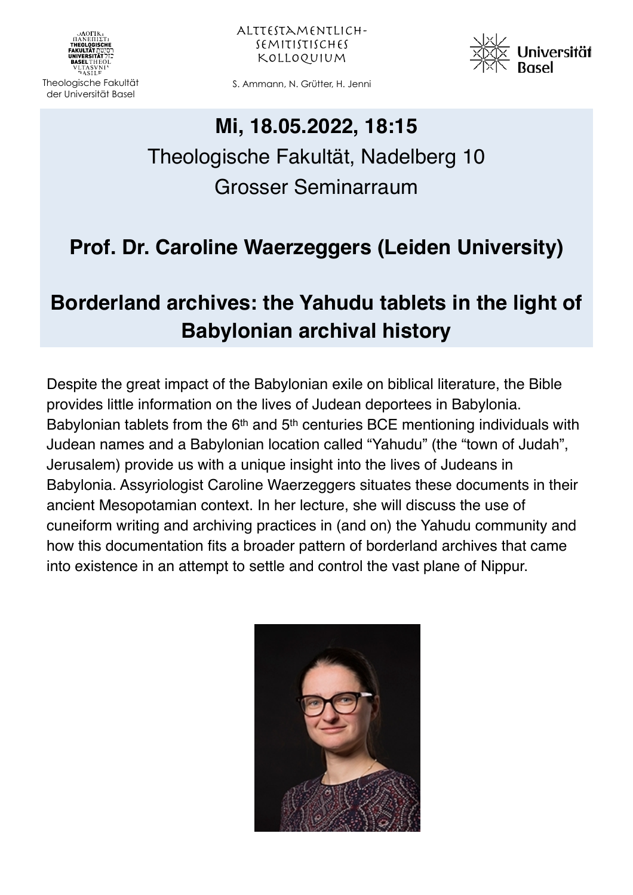Theologische Fakultät der Universität Basel

Alttestamentlich-Semitistisches Kolloquium

S. Ammann, N. Grütter, H. Jenni

Universität Basel

**Mi, 18.05.2022, 18:15**

Theologische Fakultät, Nadelberg 10

Grosser Seminarraum

## Prof. Dr. Caroline Waerzeggers (Leiden University)

## Borderland archives: the Yahudu tablets in the light of Babylonian archival history

Despite the great impact of the Babylonian exile on biblical literature, the Bible provides little information on the lives of Judean deportees in Babylonia. Babylonian tablets from the 6th and 5th centuries BCE mentioning individuals with Judean names and a Babylonian location called "Yahudu" (the "town of Judah", Jerusalem) provide us with a unique insight into the lives of Judeans in Babylonia. Assyriologist Caroline Waerzeggers situates these documents in their ancient Mesopotamian context. In her lecture, she will discuss the use of cuneiform writing and archiving practices in (and on) the Yahudu community and how this documentation fits a broader pattern of borderland archives that came into existence in an attempt to settle and control the vast plane of Nippur.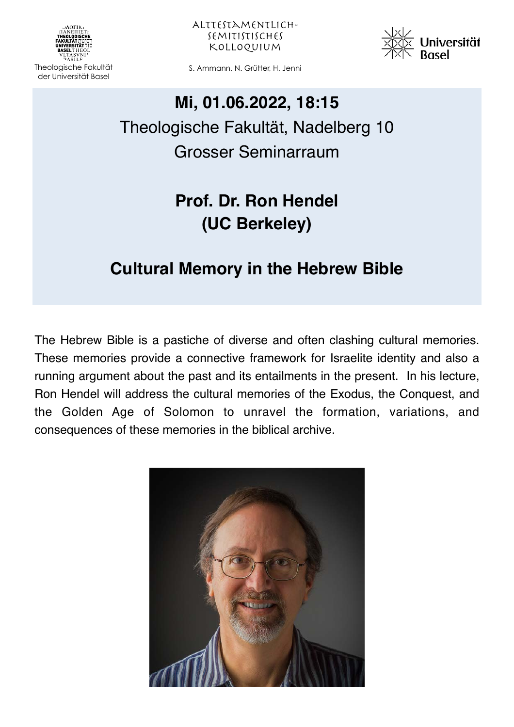Theologische Fakultät der Universität Basel

Alttestamentlich-Semitistisches Kolloquium

S. Ammann, N. Grütter, H. Jenni

Universität Basel

**Mi, 01.06.2022, 18:15**

Theologische Fakultät, Nadelberg 10

Grosser Seminarraum

## Prof. Dr. Ron Hendel (UC Berkeley)

## Cultural Memory in the Hebrew Bible

The Hebrew Bible is a pastiche of diverse and often clashing cultural memories. These memories provide a connective framework for Israelite identity and also a running argument about the past and its entailments in the present. In his lecture, Ron Hendel will address the cultural memories of the Exodus, the Conquest, and the Golden Age of Solomon to unravel the formation, variations, and consequences of these memories in the biblical archive.